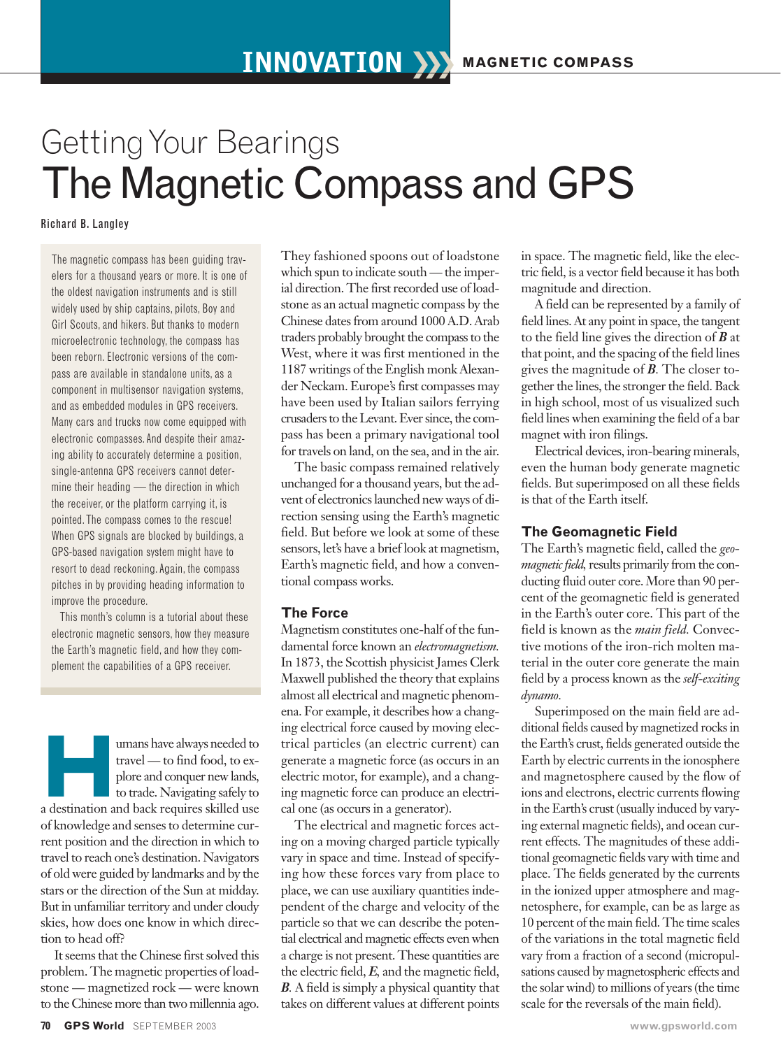INNOVATION »» MAGNETIC COMPASS

# Getting Your Bearings
# The Magnetic Compass and GPS

Richard B. Langley

The magnetic compass has been guiding travelers for a thousand years or more. It is one of the oldest navigation instruments and is still widely used by ship captains, pilots, Boy and Girl Scouts, and hikers. But thanks to modern microelectronic technology, the compass has been reborn. Electronic versions of the compass are available in standalone units, as a component in multisensor navigation systems, and as embedded modules in GPS receivers. Many cars and trucks now come equipped with electronic compasses. And despite their amazing ability to accurately determine a position, single-antenna GPS receivers cannot determine their heading — the direction in which the receiver, or the platform carrying it, is pointed. The compass comes to the rescue! When GPS signals are blocked by buildings, a GPS-based navigation system might have to resort to dead reckoning. Again, the compass pitches in by providing heading information to improve the procedure.

This month's column is a tutorial about these electronic magnetic sensors, how they measure the Earth's magnetic field, and how they complement the capabilities of a GPS receiver.

Humans have always needed to travel — to find food, to explore and conquer new lands, to trade. Navigating safely to a destination and back requires skilled use of knowledge and senses to determine current position and the direction in which to travel to reach one's destination. Navigators of old were guided by landmarks and by the stars or the direction of the Sun at midday. But in unfamiliar territory and under cloudy skies, how does one know in which direction to head off?

It seems that the Chinese first solved this problem. The magnetic properties of loadstone — magnetized rock — were known to the Chinese more than two millennia ago. They fashioned spoons out of loadstone which spun to indicate south — the imperial direction. The first recorded use of loadstone as an actual magnetic compass by the Chinese dates from around 1000 A.D. Arab traders probably brought the compass to the West, where it was first mentioned in the 1187 writings of the English monk Alexander Neckam. Europe's first compasses may have been used by Italian sailors ferrying crusaders to the Levant. Ever since, the compass has been a primary navigational tool for travels on land, on the sea, and in the air.

The basic compass remained relatively unchanged for a thousand years, but the advent of electronics launched new ways of direction sensing using the Earth's magnetic field. But before we look at some of these sensors, let's have a brief look at magnetism, Earth's magnetic field, and how a conventional compass works.

## The Force

Magnetism constitutes one-half of the fundamental force known an *electromagnetism.* In 1873, the Scottish physicist James Clerk Maxwell published the theory that explains almost all electrical and magnetic phenomena. For example, it describes how a changing electrical force caused by moving electrical particles (an electric current) can generate a magnetic force (as occurs in an electric motor, for example), and a changing magnetic force can produce an electrical one (as occurs in a generator).

The electrical and magnetic forces acting on a moving charged particle typically vary in space and time. Instead of specifying how these forces vary from place to place, we can use auxiliary quantities independent of the charge and velocity of the particle so that we can describe the potential electrical and magnetic effects even when a charge is not present. These quantities are the electric field, $\boldsymbol{E}$, and the magnetic field, $\boldsymbol{B}$. A field is simply a physical quantity that takes on different values at different points in space. The magnetic field, like the electric field, is a vector field because it has both magnitude and direction.

A field can be represented by a family of field lines. At any point in space, the tangent to the field line gives the direction of $\boldsymbol{B}$ at that point, and the spacing of the field lines gives the magnitude of $\boldsymbol{B}$. The closer together the lines, the stronger the field. Back in high school, most of us visualized such field lines when examining the field of a bar magnet with iron filings.

Electrical devices, iron-bearing minerals, even the human body generate magnetic fields. But superimposed on all these fields is that of the Earth itself.

## The Geomagnetic Field

The Earth's magnetic field, called the *geomagnetic field,* results primarily from the conducting fluid outer core. More than 90 percent of the geomagnetic field is generated in the Earth's outer core. This part of the field is known as the *main field.* Convective motions of the iron-rich molten material in the outer core generate the main field by a process known as the *self-exciting dynamo.*

Superimposed on the main field are additional fields caused by magnetized rocks in the Earth's crust, fields generated outside the Earth by electric currents in the ionosphere and magnetosphere caused by the flow of ions and electrons, electric currents flowing in the Earth's crust (usually induced by varying external magnetic fields), and ocean current effects. The magnitudes of these additional geomagnetic fields vary with time and place. The fields generated by the currents in the ionized upper atmosphere and magnetosphere, for example, can be as large as 10 percent of the main field. The time scales of the variations in the total magnetic field vary from a fraction of a second (micropulsations caused by magnetospheric effects and the solar wind) to millions of years (the time scale for the reversals of the main field).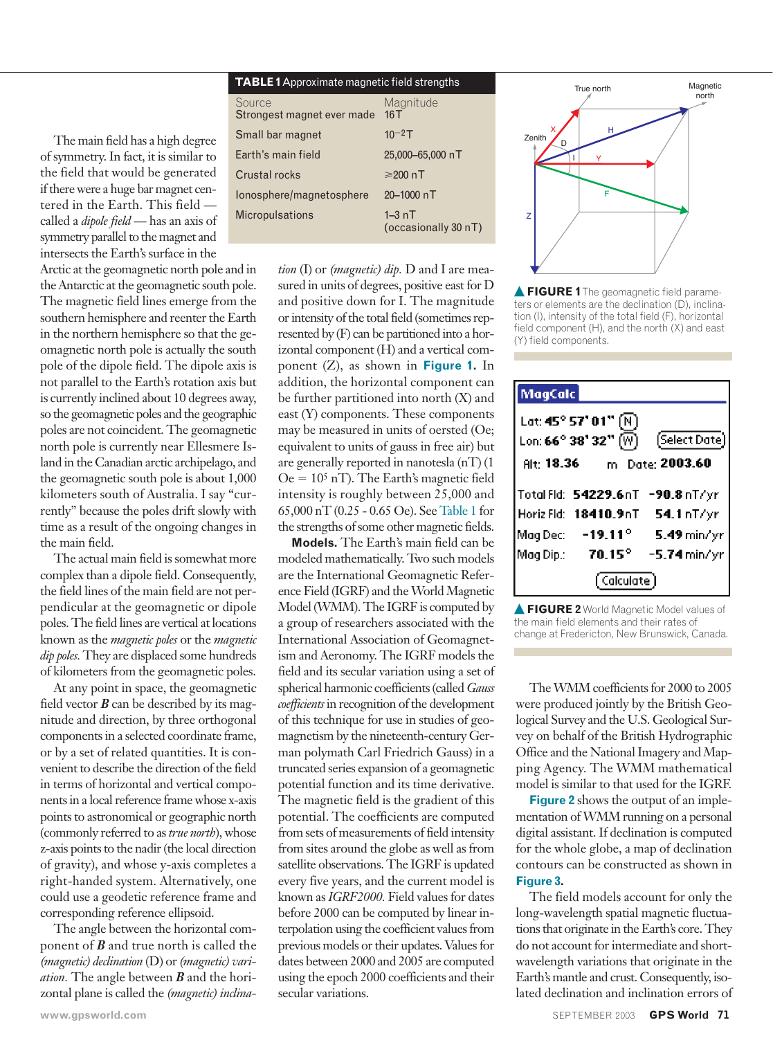**TABLE 1** Approximate magnetic field strengths

| Source | Magnitude |
|---|---|
| Strongest magnet ever made | 16 T |
| Small bar magnet | $10^{-2}$ T |
| Earth's main field | 25,000–65,000 nT |
| Crustal rocks | ≥200 nT |
| Ionosphere/magnetosphere | 20–1000 nT |
| Micropulsations | 1–3 nT (occasionally 30 nT) |

The main field has a high degree of symmetry. In fact, it is similar to the field that would be generated if there were a huge bar magnet centered in the Earth. This field — called a *dipole field* — has an axis of symmetry parallel to the magnet and intersects the Earth's surface in the Arctic at the geomagnetic north pole and in the Antarctic at the geomagnetic south pole. The magnetic field lines emerge from the southern hemisphere and reenter the Earth in the northern hemisphere so that the geomagnetic north pole is actually the south pole of the dipole field. The dipole axis is not parallel to the Earth's rotation axis but is currently inclined about 10 degrees away, so the geomagnetic poles and the geographic poles are not coincident. The geomagnetic north pole is currently near Ellesmere Island in the Canadian arctic archipelago, and the geomagnetic south pole is about 1,000 kilometers south of Australia. I say "currently" because the poles drift slowly with time as a result of the ongoing changes in the main field.

The actual main field is somewhat more complex than a dipole field. Consequently, the field lines of the main field are not perpendicular at the geomagnetic or dipole poles. The field lines are vertical at locations known as the *magnetic poles* or the *magnetic dip poles.* They are displaced some hundreds of kilometers from the geomagnetic poles.

At any point in space, the geomagnetic field vector ***B*** can be described by its magnitude and direction, by three orthogonal components in a selected coordinate frame, or by a set of related quantities. It is convenient to describe the direction of the field in terms of horizontal and vertical components in a local reference frame whose x-axis points to astronomical or geographic north (commonly referred to as *true north*), whose z-axis points to the nadir (the local direction of gravity), and whose y-axis completes a right-handed system. Alternatively, one could use a geodetic reference frame and corresponding reference ellipsoid.

The angle between the horizontal component of ***B*** and true north is called the *(magnetic) declination* (D) or *(magnetic) variation.* The angle between ***B*** and the horizontal plane is called the *(magnetic) inclination* (I) or *(magnetic) dip.* D and I are measured in units of degrees, positive east for D and positive down for I. The magnitude or intensity of the total field (sometimes represented by (F) can be partitioned into a horizontal component (H) and a vertical component (Z), as shown in **Figure 1.** In addition, the horizontal component can be further partitioned into north (X) and east (Y) components. These components may be measured in units of oersted (Oe; equivalent to units of gauss in free air) but are generally reported in nanotesla (nT) (1 Oe = $10^5$ nT). The Earth's magnetic field intensity is roughly between 25,000 and 65,000 nT (0.25 - 0.65 Oe). See Table 1 for the strengths of some other magnetic fields.

**Models.** The Earth's main field can be modeled mathematically. Two such models are the International Geomagnetic Reference Field (IGRF) and the World Magnetic Model (WMM). The IGRF is computed by a group of researchers associated with the International Association of Geomagnetism and Aeronomy. The IGRF models the field and its secular variation using a set of spherical harmonic coefficients (called *Gauss coefficients* in recognition of the development of this technique for use in studies of geomagnetism by the nineteenth-century German polymath Carl Friedrich Gauss) in a truncated series expansion of a geomagnetic potential function and its time derivative. The magnetic field is the gradient of this potential. The coefficients are computed from sets of measurements of field intensity from sites around the globe as well as from satellite observations. The IGRF is updated every five years, and the current model is known as *IGRF2000.* Field values for dates before 2000 can be computed by linear interpolation using the coefficient values from previous models or their updates. Values for dates between 2000 and 2005 are computed using the epoch 2000 coefficients and their secular variations.

**FIGURE 1** The geomagnetic field parameters or elements are the declination (D), inclination (I), intensity of the total field (F), horizontal field component (H), and the north (X) and east (Y) field components.

**FIGURE 2** World Magnetic Model values of the main field elements and their rates of change at Fredericton, New Brunswick, Canada.

The WMM coefficients for 2000 to 2005 were produced jointly by the British Geological Survey and the U.S. Geological Survey on behalf of the British Hydrographic Office and the National Imagery and Mapping Agency. The WMM mathematical model is similar to that used for the IGRF.

**Figure 2** shows the output of an implementation of WMM running on a personal digital assistant. If declination is computed for the whole globe, a map of declination contours can be constructed as shown in **Figure 3.**

The field models account for only the long-wavelength spatial magnetic fluctuations that originate in the Earth's core. They do not account for intermediate and short-wavelength variations that originate in the Earth's mantle and crust. Consequently, isolated declination and inclination errors of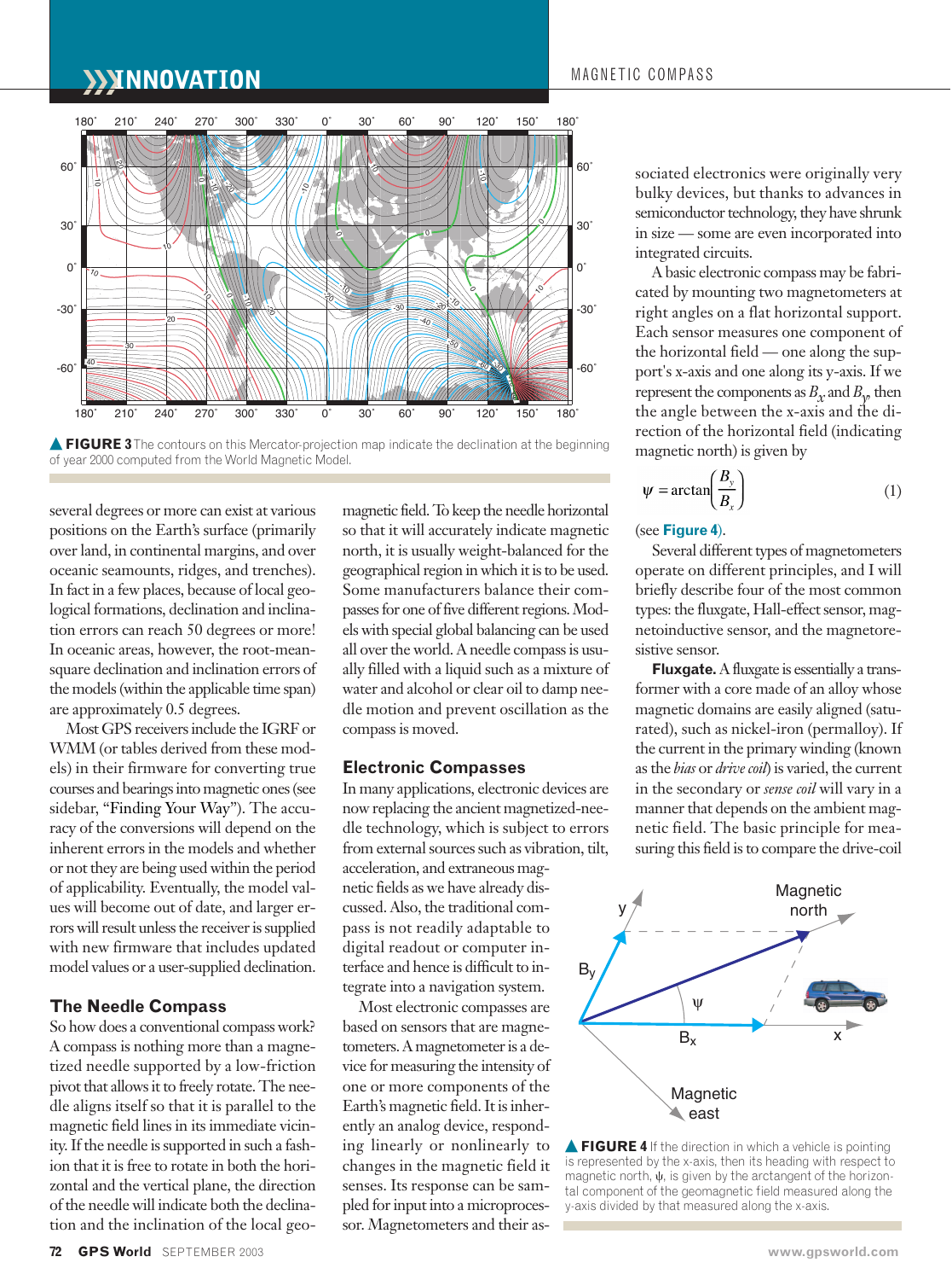▲ **FIGURE 3** The contours on this Mercator-projection map indicate the declination at the beginning of year 2000 computed from the World Magnetic Model.

several degrees or more can exist at various positions on the Earth's surface (primarily over land, in continental margins, and over oceanic seamounts, ridges, and trenches). In fact in a few places, because of local geological formations, declination and inclination errors can reach 50 degrees or more! In oceanic areas, however, the root-mean-square declination and inclination errors of the models (within the applicable time span) are approximately 0.5 degrees.

Most GPS receivers include the IGRF or WMM (or tables derived from these models) in their firmware for converting true courses and bearings into magnetic ones (see sidebar, "Finding Your Way"). The accuracy of the conversions will depend on the inherent errors in the models and whether or not they are being used within the period of applicability. Eventually, the model values will become out of date, and larger errors will result unless the receiver is supplied with new firmware that includes updated model values or a user-supplied declination.

### The Needle Compass

So how does a conventional compass work? A compass is nothing more than a magnetized needle supported by a low-friction pivot that allows it to freely rotate. The needle aligns itself so that it is parallel to the magnetic field lines in its immediate vicinity. If the needle is supported in such a fashion that it is free to rotate in both the horizontal and the vertical plane, the direction of the needle will indicate both the declination and the inclination of the local geomagnetic field. To keep the needle horizontal so that it will accurately indicate magnetic north, it is usually weight-balanced for the geographical region in which it is to be used. Some manufacturers balance their compasses for one of five different regions. Models with special global balancing can be used all over the world. A needle compass is usually filled with a liquid such as a mixture of water and alcohol or clear oil to damp needle motion and prevent oscillation as the compass is moved.

### Electronic Compasses

In many applications, electronic devices are now replacing the ancient magnetized-needle technology, which is subject to errors from external sources such as vibration, tilt, acceleration, and extraneous magnetic fields as we have already discussed. Also, the traditional compass is not readily adaptable to digital readout or computer interface and hence is difficult to integrate into a navigation system.

Most electronic compasses are based on sensors that are magnetometers. A magnetometer is a device for measuring the intensity of one or more components of the Earth's magnetic field. It is inherently an analog device, responding linearly or nonlinearly to changes in the magnetic field it senses. Its response can be sampled for input into a microprocessor. Magnetometers and their associated electronics were originally very bulky devices, but thanks to advances in semiconductor technology, they have shrunk in size — some are even incorporated into integrated circuits.

A basic electronic compass may be fabricated by mounting two magnetometers at right angles on a flat horizontal support. Each sensor measures one component of the horizontal field — one along the support's x-axis and one along its y-axis. If we represent the components as $B_x$ and $B_y$, then the angle between the x-axis and the direction of the horizontal field (indicating magnetic north) is given by

$$\psi = \arctan\left(\frac{B_y}{B_x}\right) \qquad (1)$$

(see **Figure 4**).

Several different types of magnetometers operate on different principles, and I will briefly describe four of the most common types: the fluxgate, Hall-effect sensor, magnetoinductive sensor, and the magnetoresistive sensor.

**Fluxgate.** A fluxgate is essentially a transformer with a core made of an alloy whose magnetic domains are easily aligned (saturated), such as nickel-iron (permalloy). If the current in the primary winding (known as the *bias* or *drive coil*) is varied, the current in the secondary or *sense coil* will vary in a manner that depends on the ambient magnetic field. The basic principle for measuring this field is to compare the drive-coil

▲ **FIGURE 4** If the direction in which a vehicle is pointing is represented by the x-axis, then its heading with respect to magnetic north, ψ, is given by the arctangent of the horizontal component of the geomagnetic field measured along the y-axis divided by that measured along the x-axis.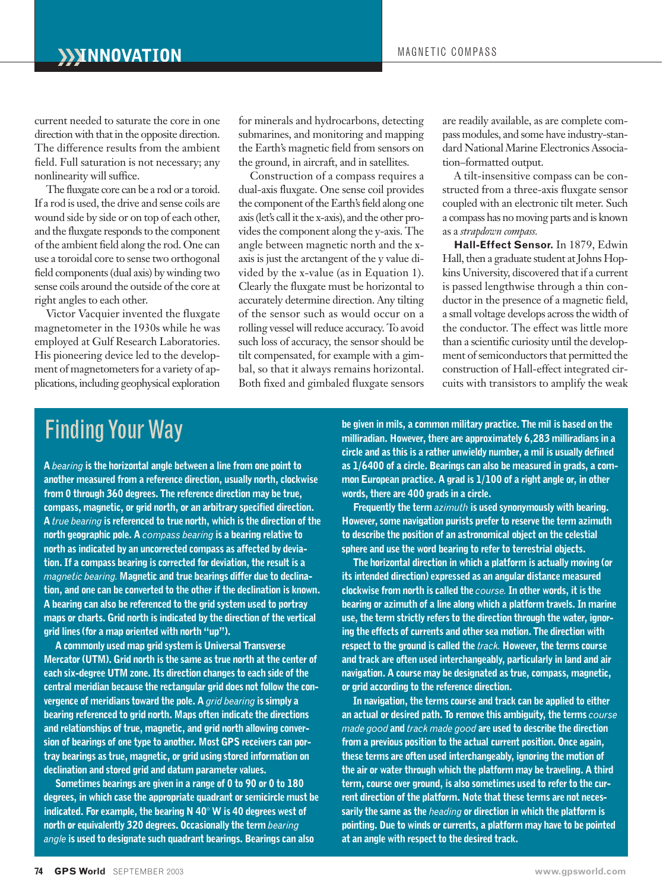current needed to saturate the core in one direction with that in the opposite direction. The difference results from the ambient field. Full saturation is not necessary; any nonlinearity will suffice.

The fluxgate core can be a rod or a toroid. If a rod is used, the drive and sense coils are wound side by side or on top of each other, and the fluxgate responds to the component of the ambient field along the rod. One can use a toroidal core to sense two orthogonal field components (dual axis) by winding two sense coils around the outside of the core at right angles to each other.

Victor Vacquier invented the fluxgate magnetometer in the 1930s while he was employed at Gulf Research Laboratories. His pioneering device led to the development of magnetometers for a variety of applications, including geophysical exploration for minerals and hydrocarbons, detecting submarines, and monitoring and mapping the Earth's magnetic field from sensors on the ground, in aircraft, and in satellites.

Construction of a compass requires a dual-axis fluxgate. One sense coil provides the component of the Earth's field along one axis (let's call it the x-axis), and the other provides the component along the y-axis. The angle between magnetic north and the x-axis is just the arctangent of the y value divided by the x-value (as in Equation 1). Clearly the fluxgate must be horizontal to accurately determine direction. Any tilting of the sensor such as would occur on a rolling vessel will reduce accuracy. To avoid such loss of accuracy, the sensor should be tilt compensated, for example with a gimbal, so that it always remains horizontal. Both fixed and gimbaled fluxgate sensors are readily available, as are complete compass modules, and some have industry-standard National Marine Electronics Association–formatted output.

A tilt-insensitive compass can be constructed from a three-axis fluxgate sensor coupled with an electronic tilt meter. Such a compass has no moving parts and is known as a *strapdown compass*.

**Hall-Effect Sensor.** In 1879, Edwin Hall, then a graduate student at Johns Hopkins University, discovered that if a current is passed lengthwise through a thin conductor in the presence of a magnetic field, a small voltage develops across the width of the conductor. The effect was little more than a scientific curiosity until the development of semiconductors that permitted the construction of Hall-effect integrated circuits with transistors to amplify the weak

## Finding Your Way

**A *bearing* is the horizontal angle between a line from one point to another measured from a reference direction, usually north, clockwise from 0 through 360 degrees. The reference direction may be true, compass, magnetic, or grid north, or an arbitrary specified direction. A *true bearing* is referenced to true north, which is the direction of the north geographic pole. A *compass bearing* is a bearing relative to north as indicated by an uncorrected compass as affected by deviation. If a compass bearing is corrected for deviation, the result is a *magnetic bearing.* Magnetic and true bearings differ due to declination, and one can be converted to the other if the declination is known. A bearing can also be referenced to the grid system used to portray maps or charts. Grid north is indicated by the direction of the vertical grid lines (for a map oriented with north "up").**

**A commonly used map grid system is Universal Transverse Mercator (UTM). Grid north is the same as true north at the center of each six-degree UTM zone. Its direction changes to each side of the central meridian because the rectangular grid does not follow the convergence of meridians toward the pole. A *grid bearing* is simply a bearing referenced to grid north. Maps often indicate the directions and relationships of true, magnetic, and grid north allowing conversion of bearings of one type to another. Most GPS receivers can portray bearings as true, magnetic, or grid using stored information on declination and stored grid and datum parameter values.**

**Sometimes bearings are given in a range of 0 to 90 or 0 to 180 degrees, in which case the appropriate quadrant or semicircle must be indicated. For example, the bearing N 40° W is 40 degrees west of north or equivalently 320 degrees. Occasionally the term *bearing angle* is used to designate such quadrant bearings. Bearings can also be given in mils, a common military practice. The mil is based on the milliradian. However, there are approximately 6,283 milliradians in a circle and as this is a rather unwieldy number, a mil is usually defined as 1/6400 of a circle. Bearings can also be measured in grads, a common European practice. A grad is 1/100 of a right angle or, in other words, there are 400 grads in a circle.**

**Frequently the term *azimuth* is used synonymously with bearing. However, some navigation purists prefer to reserve the term azimuth to describe the position of an astronomical object on the celestial sphere and use the word bearing to refer to terrestrial objects.**

**The horizontal direction in which a platform is actually moving (or its intended direction) expressed as an angular distance measured clockwise from north is called the *course.* In other words, it is the bearing or azimuth of a line along which a platform travels. In marine use, the term strictly refers to the direction through the water, ignoring the effects of currents and other sea motion. The direction with respect to the ground is called the *track.* However, the terms course and track are often used interchangeably, particularly in land and air navigation. A course may be designated as true, compass, magnetic, or grid according to the reference direction.**

**In navigation, the terms course and track can be applied to either an actual or desired path. To remove this ambiguity, the terms *course made good* and *track made good* are used to describe the direction from a previous position to the actual current position. Once again, these terms are often used interchangeably, ignoring the motion of the air or water through which the platform may be traveling. A third term, course over ground, is also sometimes used to refer to the current direction of the platform. Note that these terms are not necessarily the same as the *heading* or direction in which the platform is pointing. Due to winds or currents, a platform may have to be pointed at an angle with respect to the desired track.**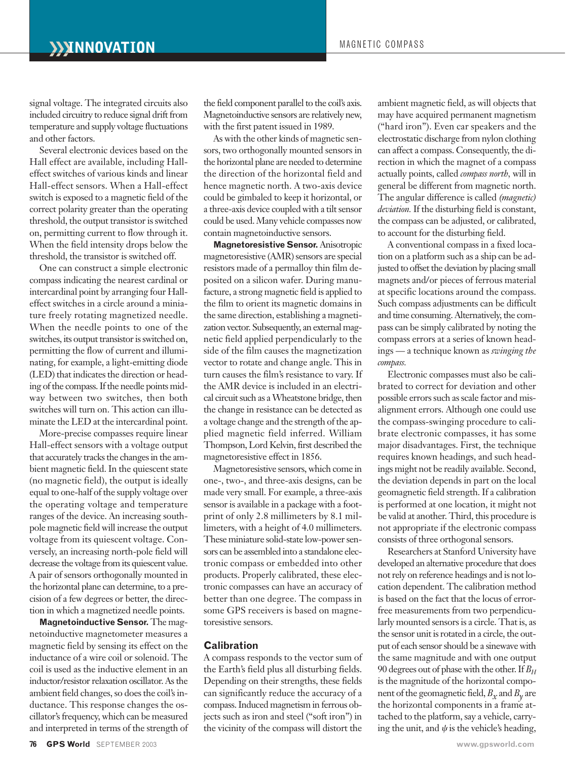signal voltage. The integrated circuits also included circuitry to reduce signal drift from temperature and supply voltage fluctuations and other factors.

Several electronic devices based on the Hall effect are available, including Hall-effect switches of various kinds and linear Hall-effect sensors. When a Hall-effect switch is exposed to a magnetic field of the correct polarity greater than the operating threshold, the output transistor is switched on, permitting current to flow through it. When the field intensity drops below the threshold, the transistor is switched off.

One can construct a simple electronic compass indicating the nearest cardinal or intercardinal point by arranging four Hall-effect switches in a circle around a miniature freely rotating magnetized needle. When the needle points to one of the switches, its output transistor is switched on, permitting the flow of current and illuminating, for example, a light-emitting diode (LED) that indicates the direction or heading of the compass. If the needle points midway between two switches, then both switches will turn on. This action can illuminate the LED at the intercardinal point.

More-precise compasses require linear Hall-effect sensors with a voltage output that accurately tracks the changes in the ambient magnetic field. In the quiescent state (no magnetic field), the output is ideally equal to one-half of the supply voltage over the operating voltage and temperature ranges of the device. An increasing south-pole magnetic field will increase the output voltage from its quiescent voltage. Conversely, an increasing north-pole field will decrease the voltage from its quiescent value. A pair of sensors orthogonally mounted in the horizontal plane can determine, to a precision of a few degrees or better, the direction in which a magnetized needle points.

**Magnetoinductive Sensor.** The magnetoinductive magnetometer measures a magnetic field by sensing its effect on the inductance of a wire coil or solenoid. The coil is used as the inductive element in an inductor/resistor relaxation oscillator. As the ambient field changes, so does the coil's inductance. This response changes the oscillator's frequency, which can be measured and interpreted in terms of the strength of the field component parallel to the coil's axis. Magnetoinductive sensors are relatively new, with the first patent issued in 1989.

As with the other kinds of magnetic sensors, two orthogonally mounted sensors in the horizontal plane are needed to determine the direction of the horizontal field and hence magnetic north. A two-axis device could be gimbaled to keep it horizontal, or a three-axis device coupled with a tilt sensor could be used. Many vehicle compasses now contain magnetoinductive sensors.

**Magnetoresistive Sensor.** Anisotropic magnetoresistive (AMR) sensors are special resistors made of a permalloy thin film deposited on a silicon wafer. During manufacture, a strong magnetic field is applied to the film to orient its magnetic domains in the same direction, establishing a magnetization vector. Subsequently, an external magnetic field applied perpendicularly to the side of the film causes the magnetization vector to rotate and change angle. This in turn causes the film's resistance to vary. If the AMR device is included in an electrical circuit such as a Wheatstone bridge, then the change in resistance can be detected as a voltage change and the strength of the applied magnetic field inferred. William Thompson, Lord Kelvin, first described the magnetoresistive effect in 1856.

Magnetoresistive sensors, which come in one-, two-, and three-axis designs, can be made very small. For example, a three-axis sensor is available in a package with a footprint of only 2.8 millimeters by 8.1 millimeters, with a height of 4.0 millimeters. These miniature solid-state low-power sensors can be assembled into a standalone electronic compass or embedded into other products. Properly calibrated, these electronic compasses can have an accuracy of better than one degree. The compass in some GPS receivers is based on magnetoresistive sensors.

## Calibration

A compass responds to the vector sum of the Earth's field plus all disturbing fields. Depending on their strengths, these fields can significantly reduce the accuracy of a compass. Induced magnetism in ferrous objects such as iron and steel ("soft iron") in the vicinity of the compass will distort the ambient magnetic field, as will objects that may have acquired permanent magnetism ("hard iron"). Even car speakers and the electrostatic discharge from nylon clothing can affect a compass. Consequently, the direction in which the magnet of a compass actually points, called *compass north*, will in general be different from magnetic north. The angular difference is called *(magnetic) deviation.* If the disturbing field is constant, the compass can be adjusted, or calibrated, to account for the disturbing field.

A conventional compass in a fixed location on a platform such as a ship can be adjusted to offset the deviation by placing small magnets and/or pieces of ferrous material at specific locations around the compass. Such compass adjustments can be difficult and time consuming. Alternatively, the compass can be simply calibrated by noting the compass errors at a series of known headings — a technique known as *swinging the compass.*

Electronic compasses must also be calibrated to correct for deviation and other possible errors such as scale factor and misalignment errors. Although one could use the compass-swinging procedure to calibrate electronic compasses, it has some major disadvantages. First, the technique requires known headings, and such headings might not be readily available. Second, the deviation depends in part on the local geomagnetic field strength. If a calibration is performed at one location, it might not be valid at another. Third, this procedure is not appropriate if the electronic compass consists of three orthogonal sensors.

Researchers at Stanford University have developed an alternative procedure that does not rely on reference headings and is not location dependent. The calibration method is based on the fact that the locus of error-free measurements from two perpendicularly mounted sensors is a circle. That is, as the sensor unit is rotated in a circle, the output of each sensor should be a sinewave with the same magnitude and with one output 90 degrees out of phase with the other. If $B_H$ is the magnitude of the horizontal component of the geomagnetic field, $B_x$ and $B_y$ are the horizontal components in a frame attached to the platform, say a vehicle, carrying the unit, and $\psi$ is the vehicle's heading,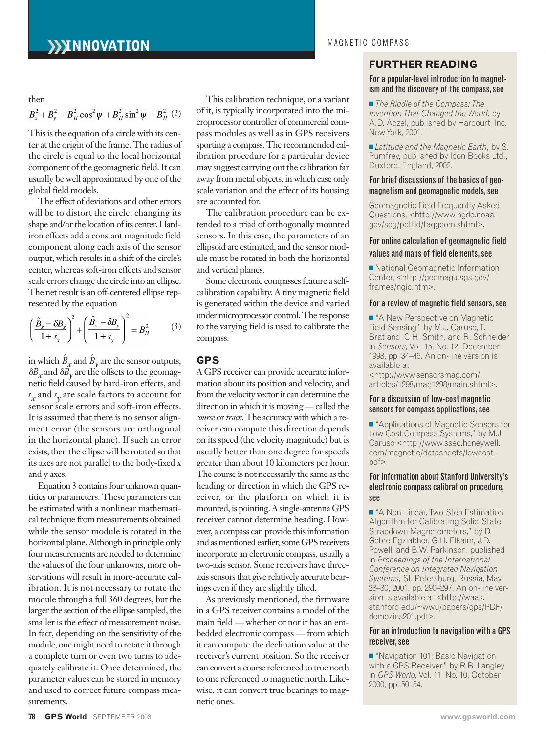then

$$B_x^2 + B_y^2 = B_H^2 \cos^2 \psi + B_H^2 \sin^2 \psi = B_H^2 \quad (2)$$

This is the equation of a circle with its center at the origin of the frame. The radius of the circle is equal to the local horizontal component of the geomagnetic field. It can usually be well approximated by one of the global field models.

The effect of deviations and other errors will be to distort the circle, changing its shape and/or the location of its center. Hard-iron effects add a constant magnitude field component along each axis of the sensor output, which results in a shift of the circle's center, whereas soft-iron effects and sensor scale errors change the circle into an ellipse. The net result is an off-centered ellipse represented by the equation

$$\left(\frac{\hat{B}_x - \delta B_x}{1+s_x}\right)^2 + \left(\frac{\hat{B}_y - \delta B_y}{1+s_y}\right)^2 = B_H^2 \quad (3)$$

in which $\hat{B}_x$ and $\hat{B}_y$ are the sensor outputs, $\delta B_x$ and $\delta B_y$ are the offsets to the geomagnetic field caused by hard-iron effects, and $s_x$ and $s_y$ are scale factors to account for sensor scale errors and soft-iron effects. It is assumed that there is no sensor alignment error (the sensors are orthogonal in the horizontal plane). If such an error exists, then the ellipse will be rotated so that its axes are not parallel to the body-fixed x and y axes.

Equation 3 contains four unknown quantities or parameters. These parameters can be estimated with a nonlinear mathematical technique from measurements obtained while the sensor module is rotated in the horizontal plane. Although in principle only four measurements are needed to determine the values of the four unknowns, more observations will result in more-accurate calibration. It is not necessary to rotate the module through a full 360 degrees, but the larger the section of the ellipse sampled, the smaller is the effect of measurement noise. In fact, depending on the sensitivity of the module, one might need to rotate it through a complete turn or even two turns to adequately calibrate it. Once determined, the parameter values can be stored in memory and used to correct future compass measurements.

This calibration technique, or a variant of it, is typically incorporated into the microprocessor controller of commercial compass modules as well as in GPS receivers sporting a compass. The recommended calibration procedure for a particular device may suggest carrying out the calibration far away from metal objects, in which case only scale variation and the effect of its housing are accounted for.

The calibration procedure can be extended to a triad of orthogonally mounted sensors. In this case, the parameters of an ellipsoid are estimated, and the sensor module must be rotated in both the horizontal and vertical planes.

Some electronic compasses feature a self-calibration capability. A tiny magnetic field is generated within the device and varied under microprocessor control. The response to the varying field is used to calibrate the compass.

## GPS

A GPS receiver can provide accurate information about its position and velocity, and from the velocity vector it can determine the direction in which it is moving — called the *course* or *track*. The accuracy with which a receiver can compute this direction depends on its speed (the velocity magnitude) but is usually better than one degree for speeds greater than about 10 kilometers per hour. The course is not necessarily the same as the heading or direction in which the GPS receiver, or the platform on which it is mounted, is pointing. A single-antenna GPS receiver cannot determine heading. However, a compass can provide this information and as mentioned earlier, some GPS receivers incorporate an electronic compass, usually a two-axis sensor. Some receivers have three-axis sensors that give relatively accurate bearings even if they are slightly tilted.

As previously mentioned, the firmware in a GPS receiver contains a model of the main field — whether or not it has an embedded electronic compass — from which it can compute the declination value at the receiver's current position. So the receiver can convert a course referenced to true north to one referenced to magnetic north. Likewise, it can convert true bearings to magnetic ones.

## FURTHER READING

**For a popular-level introduction to magnetism and the discovery of the compass, see**

- *The Riddle of the Compass: The Invention That Changed the World,* by A.D. Aczel, published by Harcourt, Inc., New York, 2001.
- *Latitude and the Magnetic Earth,* by S. Pumfrey, published by Icon Books Ltd., Duxford, England, 2002.

**For brief discussions of the basics of geomagnetism and geomagnetic models, see**

Geomagnetic Field Frequently Asked Questions, <http://www.ngdc.noaa.gov/seg/potfld/faqgeom.shtml>.

**For online calculation of geomagnetic field values and maps of field elements, see**

- National Geomagnetic Information Center, <http://geomag.usgs.gov/frames/ngic.htm>.

**For a review of magnetic field sensors, see**

- "A New Perspective on Magnetic Field Sensing," by M.J. Caruso, T. Bratland, C.H. Smith, and R. Schneider in *Sensors,* Vol. 15, No. 12, December 1998, pp. 34–46. An on-line version is available at <http://www.sensorsmag.com/articles/1298/mag1298/main.shtml>.

**For a discussion of low-cost magnetic sensors for compass applications, see**

- "Applications of Magnetic Sensors for Low Cost Compass Systems," by M.J. Caruso <http://www.ssec.honeywell.com/magnetic/datasheets/lowcost.pdf>.

**For information about Stanford University's electronic compass calibration procedure, see**

- "A Non-Linear, Two-Step Estimation Algorithm for Calibrating Solid-State Strapdown Magnetometers," by D. Gebre-Egziabher, G.H. Elkaim, J.D. Powell, and B.W. Parkinson, published in *Proceedings of the International Conference on Integrated Navigation Systems,* St. Petersburg, Russia, May 28–30, 2001, pp. 290–297. An on-line version is available at <http://waas.stanford.edu/~wwu/papers/gps/PDF/demozins201.pdf>.

**For an introduction to navigation with a GPS receiver, see**

- "Navigation 101: Basic Navigation with a GPS Receiver," by R.B. Langley in *GPS World,* Vol. 11, No. 10, October 2000, pp. 50–54.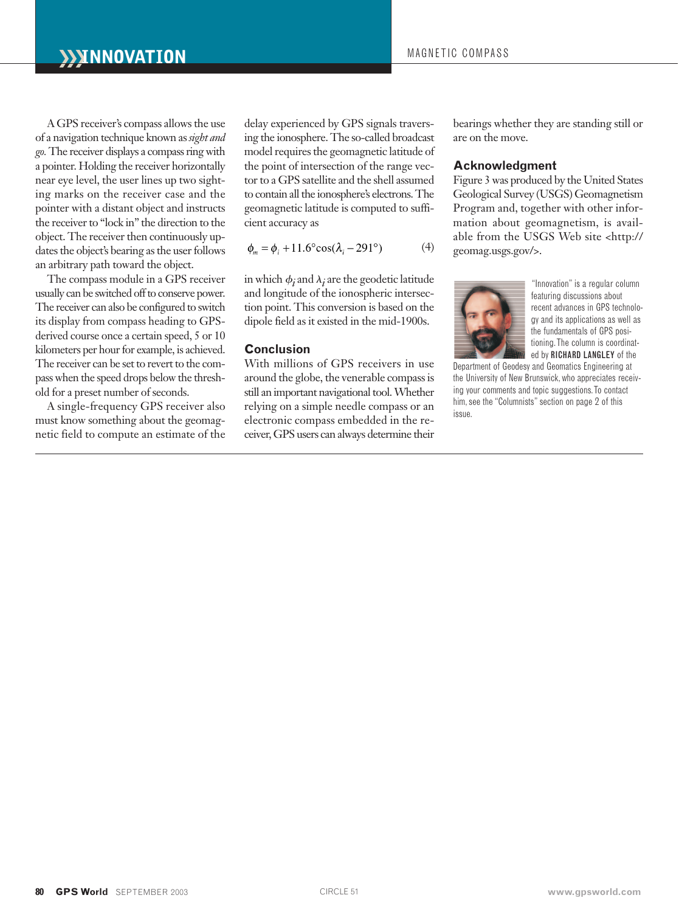A GPS receiver's compass allows the use of a navigation technique known as *sight and go.* The receiver displays a compass ring with a pointer. Holding the receiver horizontally near eye level, the user lines up two sighting marks on the receiver case and the pointer with a distant object and instructs the receiver to "lock in" the direction to the object. The receiver then continuously updates the object's bearing as the user follows an arbitrary path toward the object.

The compass module in a GPS receiver usually can be switched off to conserve power. The receiver can also be configured to switch its display from compass heading to GPS-derived course once a certain speed, 5 or 10 kilometers per hour for example, is achieved. The receiver can be set to revert to the compass when the speed drops below the threshold for a preset number of seconds.

A single-frequency GPS receiver also must know something about the geomagnetic field to compute an estimate of the delay experienced by GPS signals traversing the ionosphere. The so-called broadcast model requires the geomagnetic latitude of the point of intersection of the range vector to a GPS satellite and the shell assumed to contain all the ionosphere's electrons. The geomagnetic latitude is computed to sufficient accuracy as

$$\phi_m = \phi_i + 11.6^\circ \cos(\lambda_i - 291^\circ) \tag{4}$$

in which $\phi_i$ and $\lambda_i$ are the geodetic latitude and longitude of the ionospheric intersection point. This conversion is based on the dipole field as it existed in the mid-1900s.

## Conclusion

With millions of GPS receivers in use around the globe, the venerable compass is still an important navigational tool. Whether relying on a simple needle compass or an electronic compass embedded in the receiver, GPS users can always determine their bearings whether they are standing still or are on the move.

## Acknowledgment

Figure 3 was produced by the United States Geological Survey (USGS) Geomagnetism Program and, together with other information about geomagnetism, is available from the USGS Web site <http://geomag.usgs.gov/>.

"Innovation" is a regular column featuring discussions about recent advances in GPS technology and its applications as well as the fundamentals of GPS positioning. The column is coordinated by **RICHARD LANGLEY** of the Department of Geodesy and Geomatics Engineering at the University of New Brunswick, who appreciates receiving your comments and topic suggestions. To contact him, see the "Columnists" section on page 2 of this issue.

CIRCLE 51